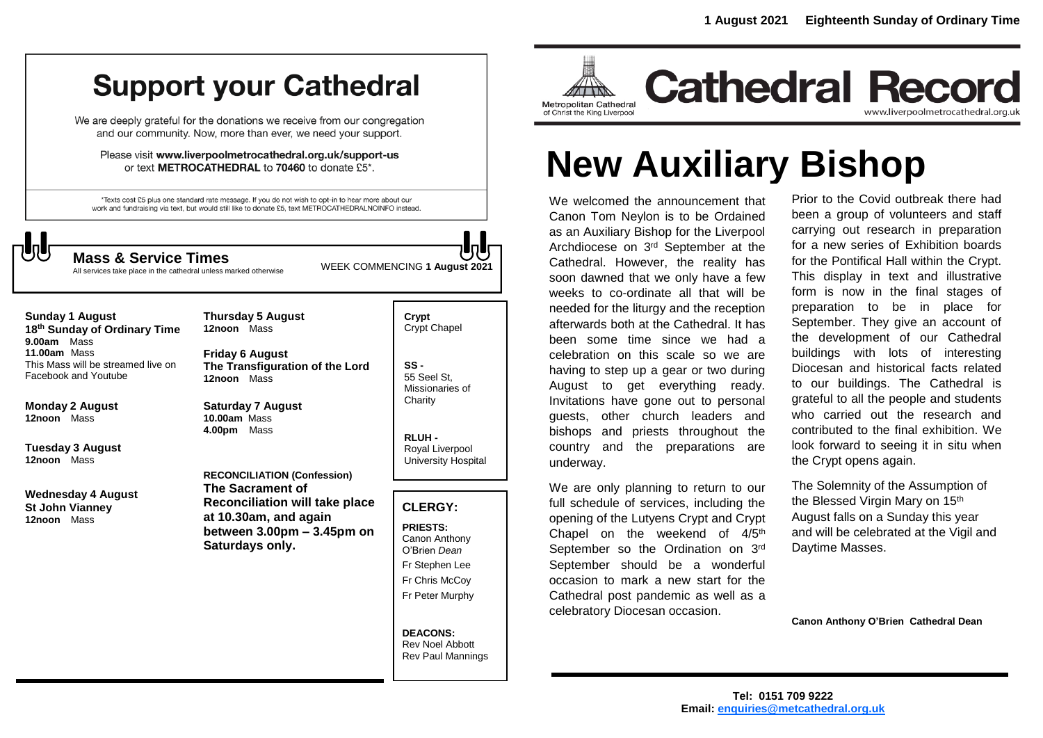**1 August 2021 Eighteenth Sunday of Ordinary Time**

# Support your Cathedral

We are deeply grateful for the donations we receive from our congregation and our community. Now, more than ever, we need your support.

Please visit **www.liverpoolmetrocathedral.org.uk/support-us** or text **METROCATHEDRAL** to **70460** to donate £5*.

*Texts cost £5 plus one standard rate message. If you do not wish to opt-in to hear more about our work and fundraising via text, but would still like to donate £5, text METROCATHEDRALNOINFO instead.

## Mass & Service Times

All services take place in the cathedral unless marked otherwise

WEEK COMMENCING **1 August 2021**

**Sunday 1 August**
**18th Sunday of Ordinary Time**
**9.00am** Mass
**11.00am** Mass
This Mass will be streamed live on Facebook and Youtube

**Monday 2 August**
**12noon** Mass

**Tuesday 3 August**
**12noon** Mass

**Wednesday 4 August**
**St John Vianney**
**12noon** Mass

**Thursday 5 August**
**12noon** Mass

**Friday 6 August**
**The Transfiguration of the Lord**
**12noon** Mass

**Saturday 7 August**
**10.00am** Mass
**4.00pm** Mass

**RECONCILIATION (Confession)**
**The Sacrament of Reconciliation will take place at 10.30am, and again between 3.00pm – 3.45pm on Saturdays only.**

**Crypt** Crypt Chapel

**SS -** 55 Seel St, Missionaries of Charity

**RLUH -** Royal Liverpool University Hospital

**CLERGY:**

**PRIESTS:**
Canon Anthony O'Brien *Dean*
Fr Stephen Lee
Fr Chris McCoy
Fr Peter Murphy

**DEACONS:**
Rev Noel Abbott
Rev Paul Mannings

Metropolitan Cathedral of Christ the King Liverpool

# Cathedral Record

www.liverpoolmetrocathedral.org.uk

# New Auxiliary Bishop

We welcomed the announcement that Canon Tom Neylon is to be Ordained as an Auxiliary Bishop for the Liverpool Archdiocese on 3rd September at the Cathedral. However, the reality has soon dawned that we only have a few weeks to co-ordinate all that will be needed for the liturgy and the reception afterwards both at the Cathedral. It has been some time since we had a celebration on this scale so we are having to step up a gear or two during August to get everything ready. Invitations have gone out to personal guests, other church leaders and bishops and priests throughout the country and the preparations are underway.

We are only planning to return to our full schedule of services, including the opening of the Lutyens Crypt and Crypt Chapel on the weekend of 4/5th September so the Ordination on 3rd September should be a wonderful occasion to mark a new start for the Cathedral post pandemic as well as a celebratory Diocesan occasion.

Prior to the Covid outbreak there had been a group of volunteers and staff carrying out research in preparation for a new series of Exhibition boards for the Pontifical Hall within the Crypt. This display in text and illustrative form is now in the final stages of preparation to be in place for September. They give an account of the development of our Cathedral buildings with lots of interesting Diocesan and historical facts related to our buildings. The Cathedral is grateful to all the people and students who carried out the research and contributed to the final exhibition. We look forward to seeing it in situ when the Crypt opens again.

The Solemnity of the Assumption of the Blessed Virgin Mary on 15th August falls on a Sunday this year and will be celebrated at the Vigil and Daytime Masses.

**Canon Anthony O'Brien Cathedral Dean**

**Tel: 0151 709 9222**
**Email: enquiries@metcathedral.org.uk**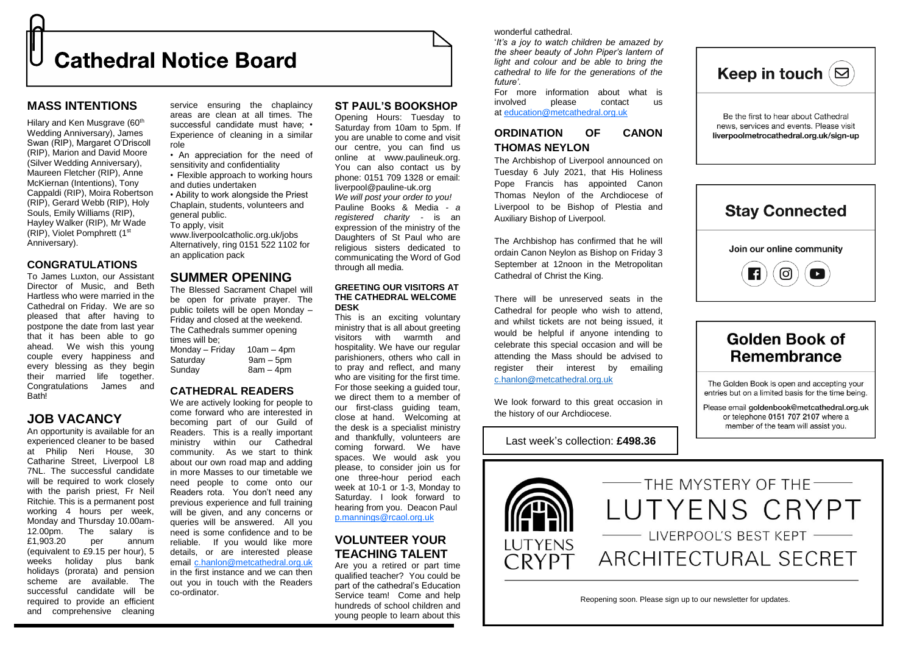# Cathedral Notice Board

## MASS INTENTIONS

Hilary and Ken Musgrave (60th Wedding Anniversary), James Swan (RIP), Margaret O'Driscoll (RIP), Marion and David Moore (Silver Wedding Anniversary), Maureen Fletcher (RIP), Anne McKiernan (Intentions), Tony Cappaldi (RIP), Moira Robertson (RIP), Gerard Webb (RIP), Holy Souls, Emily Williams (RIP), Hayley Walker (RIP), Mr Wade (RIP), Violet Pomphrett (1st Anniversary).

### CONGRATULATIONS

To James Luxton, our Assistant Director of Music, and Beth Hartless who were married in the Cathedral on Friday. We are so pleased that after having to postpone the date from last year that it has been able to go ahead. We wish this young couple every happiness and every blessing as they begin their married life together. Congratulations James and Bath!

## JOB VACANCY

An opportunity is available for an experienced cleaner to be based at Philip Neri House, 30 Catharine Street, Liverpool L8 7NL. The successful candidate will be required to work closely with the parish priest, Fr Neil Ritchie. This is a permanent post working 4 hours per week, Monday and Thursday 10.00am-12.00pm. The salary is £1,903.20 per annum (equivalent to £9.15 per hour), 5 weeks holiday plus bank holidays (prorata) and pension scheme are available. The successful candidate will be required to provide an efficient and comprehensive cleaning service ensuring the chaplaincy areas are clean at all times. The successful candidate must have; • Experience of cleaning in a similar role

- An appreciation for the need of sensitivity and confidentiality
- Flexible approach to working hours and duties undertaken
- Ability to work alongside the Priest Chaplain, students, volunteers and general public.

To apply, visit www.liverpoolcatholic.org.uk/jobs Alternatively, ring 0151 522 1102 for an application pack

## SUMMER OPENING

The Blessed Sacrament Chapel will be open for private prayer. The public toilets will be open Monday – Friday and closed at the weekend. The Cathedrals summer opening times will be;

| | |
|---|---|
| Monday – Friday | 10am – 4pm |
| Saturday | 9am – 5pm |
| Sunday | 8am – 4pm |

### CATHEDRAL READERS

We are actively looking for people to come forward who are interested in becoming part of our Guild of Readers. This is a really important ministry within our Cathedral community. As we start to think about our own road map and adding in more Masses to our timetable we need people to come onto our Readers rota. You don't need any previous experience and full training will be given, and any concerns or queries will be answered. All you need is some confidence and to be reliable. If you would like more details, or are interested please email c.hanlon@metcathedral.org.uk in the first instance and we can then out you in touch with the Readers co-ordinator.

### ST PAUL'S BOOKSHOP

Opening Hours: Tuesday to Saturday from 10am to 5pm. If you are unable to come and visit our centre, you can find us online at www.paulineuk.org. You can also contact us by phone: 0151 709 1328 or email: liverpool@pauline-uk.org

*We will post your order to you!*

Pauline Books & Media - *a registered charity* - is an expression of the ministry of the Daughters of St Paul who are religious sisters dedicated to communicating the Word of God through all media.

#### GREETING OUR VISITORS AT THE CATHEDRAL WELCOME DESK

This is an exciting voluntary ministry that is all about greeting visitors with warmth and hospitality. We have our regular parishioners, others who call in to pray and reflect, and many who are visiting for the first time. For those seeking a guided tour, we direct them to a member of our first-class guiding team, close at hand. Welcoming at the desk is a specialist ministry and thankfully, volunteers are coming forward. We have spaces. We would ask you please, to consider join us for one three-hour period each week at 10-1 or 1-3, Monday to Saturday. I look forward to hearing from you. Deacon Paul p.mannings@rcaol.org.uk

### VOLUNTEER YOUR TEACHING TALENT

Are you a retired or part time qualified teacher? You could be part of the cathedral's Education Service team! Come and help hundreds of school children and young people to learn about this wonderful cathedral.

'*It's a joy to watch children be amazed by the sheer beauty of John Piper's lantern of light and colour and be able to bring the cathedral to life for the generations of the future'.*

For more information about what is involved please contact us at education@metcathedral.org.uk

### ORDINATION OF CANON THOMAS NEYLON

The Archbishop of Liverpool announced on Tuesday 6 July 2021, that His Holiness Pope Francis has appointed Canon Thomas Neylon of the Archdiocese of Liverpool to be Bishop of Plestia and Auxiliary Bishop of Liverpool.

The Archbishop has confirmed that he will ordain Canon Neylon as Bishop on Friday 3 September at 12noon in the Metropolitan Cathedral of Christ the King.

There will be unreserved seats in the Cathedral for people who wish to attend, and whilst tickets are not being issued, it would be helpful if anyone intending to celebrate this special occasion and will be attending the Mass should be advised to register their interest by emailing c.hanlon@metcathedral.org.uk

We look forward to this great occasion in the history of our Archdiocese.

Last week's collection: **£498.36**

## Keep in touch

Be the first to hear about Cathedral news, services and events. Please visit **liverpoolmetrocathedral.org.uk/sign-up**

## Stay Connected

**Join our online community**

## Golden Book of Remembrance

The Golden Book is open and accepting your entries but on a limited basis for the time being.

Please email **goldenbook@metcathedral.org.uk** or telephone **0151 707 2107** where a member of the team will assist you.

LUTYENS CRYPT

THE MYSTERY OF THE LUTYENS CRYPT

LIVERPOOL'S BEST KEPT ARCHITECTURAL SECRET

Reopening soon. Please sign up to our newsletter for updates.